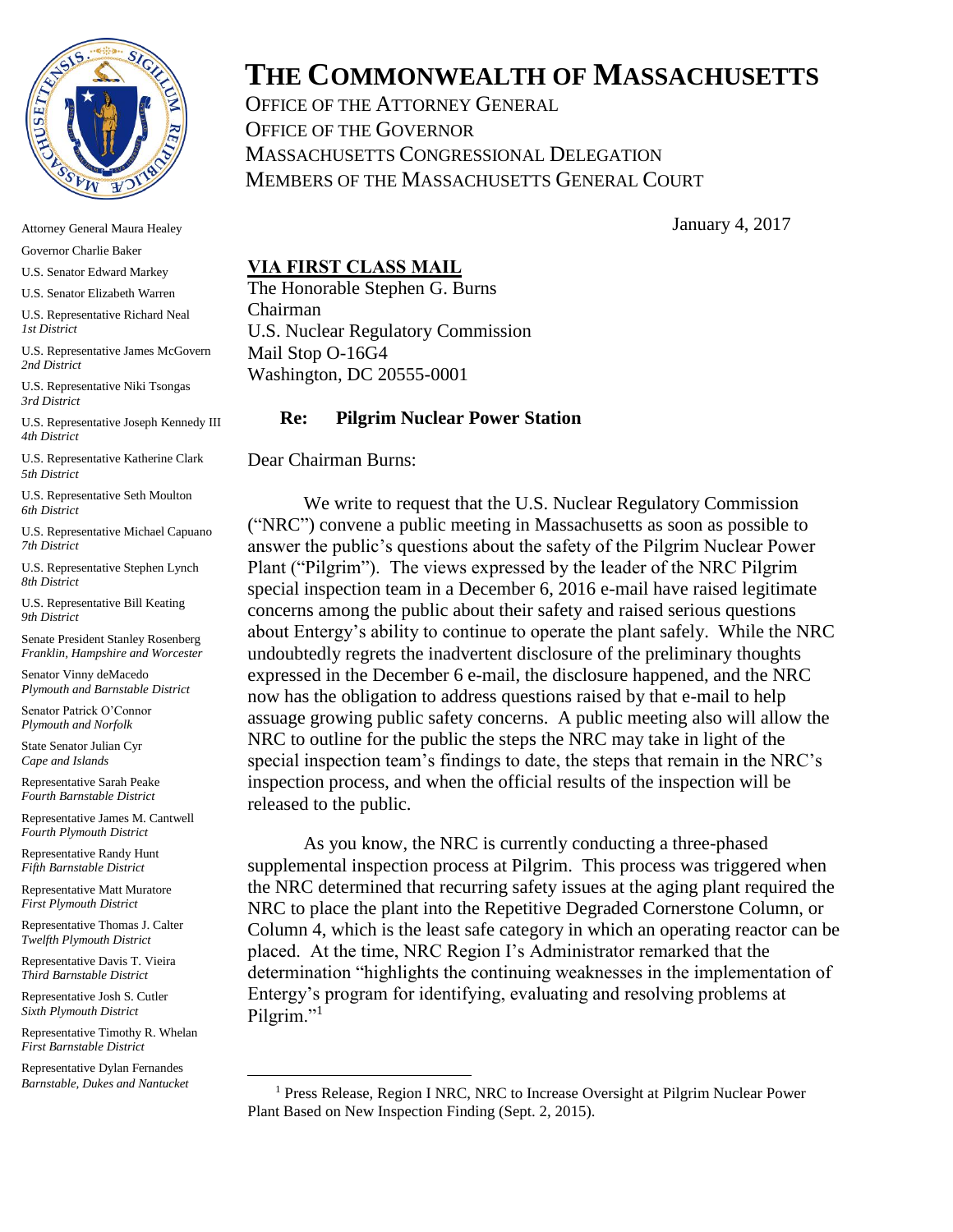# THE COMMONWEALTH OF MASSACHUSETTS

OFFICE OF THE ATTORNEY GENERAL
OFFICE OF THE GOVERNOR
MASSACHUSETTS CONGRESSIONAL DELEGATION
MEMBERS OF THE MASSACHUSETTS GENERAL COURT

Attorney General Maura Healey

Governor Charlie Baker

U.S. Senator Edward Markey

U.S. Senator Elizabeth Warren

U.S. Representative Richard Neal
*1st District*

U.S. Representative James McGovern
*2nd District*

U.S. Representative Niki Tsongas
*3rd District*

U.S. Representative Joseph Kennedy III
*4th District*

U.S. Representative Katherine Clark
*5th District*

U.S. Representative Seth Moulton
*6th District*

U.S. Representative Michael Capuano
*7th District*

U.S. Representative Stephen Lynch
*8th District*

U.S. Representative Bill Keating
*9th District*

Senate President Stanley Rosenberg
*Franklin, Hampshire and Worcester*

Senator Vinny deMacedo
*Plymouth and Barnstable District*

Senator Patrick O'Connor
*Plymouth and Norfolk*

State Senator Julian Cyr
*Cape and Islands*

Representative Sarah Peake
*Fourth Barnstable District*

Representative James M. Cantwell
*Fourth Plymouth District*

Representative Randy Hunt
*Fifth Barnstable District*

Representative Matt Muratore
*First Plymouth District*

Representative Thomas J. Calter
*Twelfth Plymouth District*

Representative Davis T. Vieira
*Third Barnstable District*

Representative Josh S. Cutler
*Sixth Plymouth District*

Representative Timothy R. Whelan
*First Barnstable District*

Representative Dylan Fernandes
*Barnstable, Dukes and Nantucket*

January 4, 2017

**VIA FIRST CLASS MAIL**

The Honorable Stephen G. Burns
Chairman
U.S. Nuclear Regulatory Commission
Mail Stop O-16G4
Washington, DC 20555-0001

**Re: Pilgrim Nuclear Power Station**

Dear Chairman Burns:

We write to request that the U.S. Nuclear Regulatory Commission ("NRC") convene a public meeting in Massachusetts as soon as possible to answer the public's questions about the safety of the Pilgrim Nuclear Power Plant ("Pilgrim"). The views expressed by the leader of the NRC Pilgrim special inspection team in a December 6, 2016 e-mail have raised legitimate concerns among the public about their safety and raised serious questions about Entergy's ability to continue to operate the plant safely. While the NRC undoubtedly regrets the inadvertent disclosure of the preliminary thoughts expressed in the December 6 e-mail, the disclosure happened, and the NRC now has the obligation to address questions raised by that e-mail to help assuage growing public safety concerns. A public meeting also will allow the NRC to outline for the public the steps the NRC may take in light of the special inspection team's findings to date, the steps that remain in the NRC's inspection process, and when the official results of the inspection will be released to the public.

As you know, the NRC is currently conducting a three-phased supplemental inspection process at Pilgrim. This process was triggered when the NRC determined that recurring safety issues at the aging plant required the NRC to place the plant into the Repetitive Degraded Cornerstone Column, or Column 4, which is the least safe category in which an operating reactor can be placed. At the time, NRC Region I's Administrator remarked that the determination "highlights the continuing weaknesses in the implementation of Entergy's program for identifying, evaluating and resolving problems at Pilgrim."[1]

[1] Press Release, Region I NRC, NRC to Increase Oversight at Pilgrim Nuclear Power Plant Based on New Inspection Finding (Sept. 2, 2015).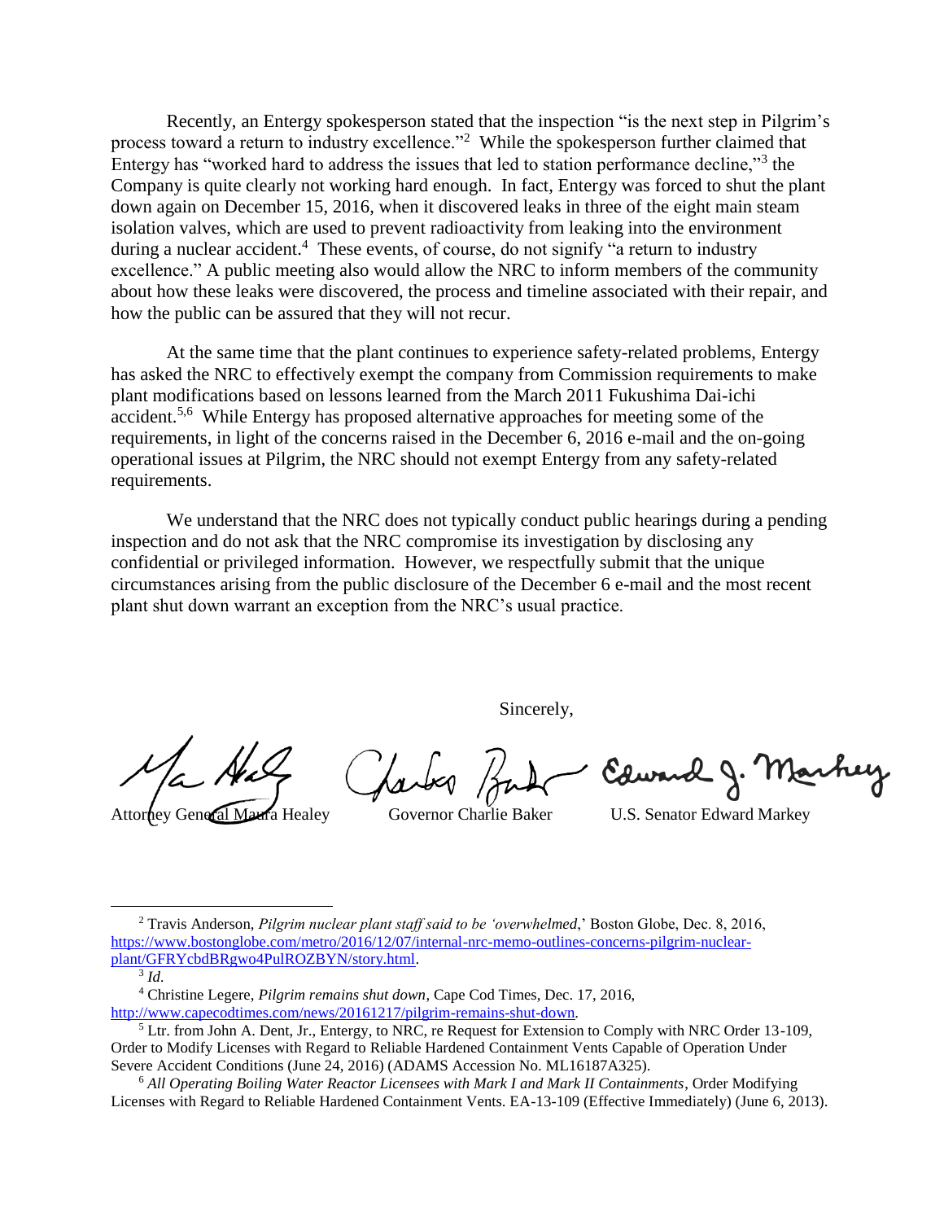Recently, an Entergy spokesperson stated that the inspection "is the next step in Pilgrim's process toward a return to industry excellence."[2] While the spokesperson further claimed that Entergy has "worked hard to address the issues that led to station performance decline,"[3] the Company is quite clearly not working hard enough. In fact, Entergy was forced to shut the plant down again on December 15, 2016, when it discovered leaks in three of the eight main steam isolation valves, which are used to prevent radioactivity from leaking into the environment during a nuclear accident.[4] These events, of course, do not signify "a return to industry excellence." A public meeting also would allow the NRC to inform members of the community about how these leaks were discovered, the process and timeline associated with their repair, and how the public can be assured that they will not recur.

At the same time that the plant continues to experience safety-related problems, Entergy has asked the NRC to effectively exempt the company from Commission requirements to make plant modifications based on lessons learned from the March 2011 Fukushima Dai-ichi accident.[5,6] While Entergy has proposed alternative approaches for meeting some of the requirements, in light of the concerns raised in the December 6, 2016 e-mail and the on-going operational issues at Pilgrim, the NRC should not exempt Entergy from any safety-related requirements.

We understand that the NRC does not typically conduct public hearings during a pending inspection and do not ask that the NRC compromise its investigation by disclosing any confidential or privileged information. However, we respectfully submit that the unique circumstances arising from the public disclosure of the December 6 e-mail and the most recent plant shut down warrant an exception from the NRC's usual practice.

Sincerely,

Attorney General Maura Healey　　Governor Charlie Baker　　U.S. Senator Edward Markey

---

[2] Travis Anderson, *Pilgrim nuclear plant staff said to be 'overwhelmed*,' Boston Globe, Dec. 8, 2016, https://www.bostonglobe.com/metro/2016/12/07/internal-nrc-memo-outlines-concerns-pilgrim-nuclear-plant/GFRYcbdBRgwo4PulROZBYN/story.html.

[3] *Id.*

[4] Christine Legere, *Pilgrim remains shut down*, Cape Cod Times, Dec. 17, 2016, http://www.capecodtimes.com/news/20161217/pilgrim-remains-shut-down.

[5] Ltr. from John A. Dent, Jr., Entergy, to NRC, re Request for Extension to Comply with NRC Order 13-109, Order to Modify Licenses with Regard to Reliable Hardened Containment Vents Capable of Operation Under Severe Accident Conditions (June 24, 2016) (ADAMS Accession No. ML16187A325).

[6] *All Operating Boiling Water Reactor Licensees with Mark I and Mark II Containments*, Order Modifying Licenses with Regard to Reliable Hardened Containment Vents. EA-13-109 (Effective Immediately) (June 6, 2013).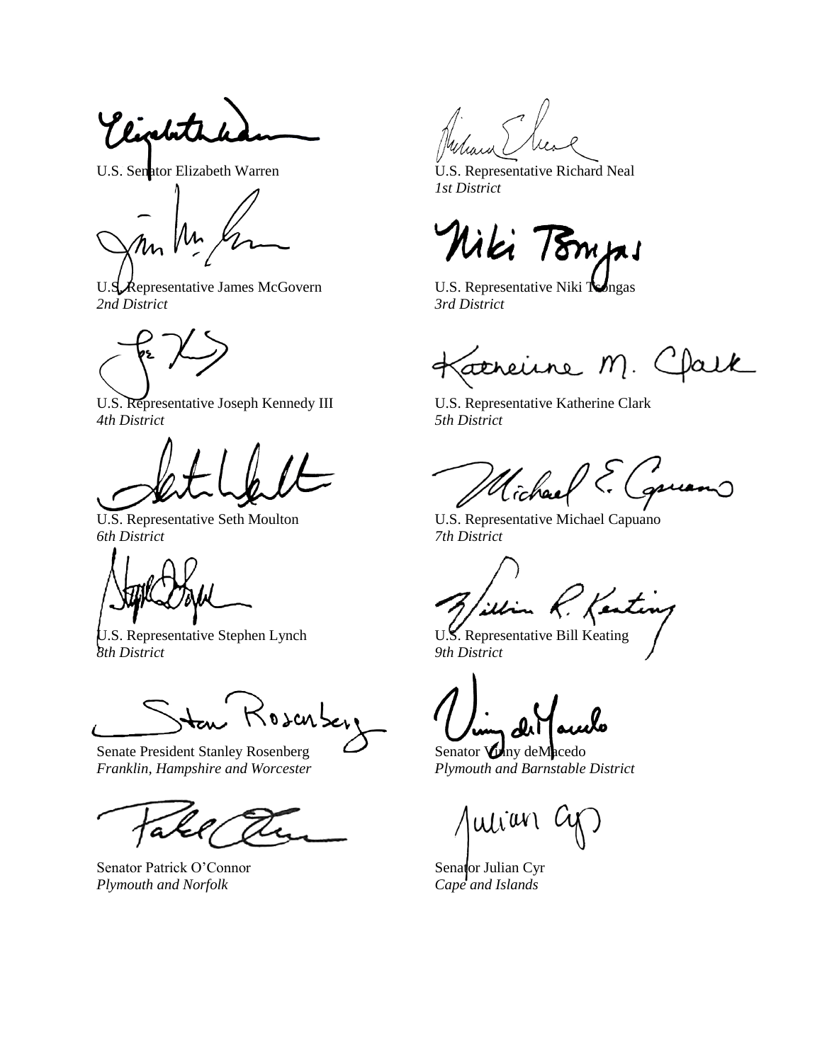U.S. Senator Elizabeth Warren

U.S. Representative Richard Neal
*1st District*

U.S. Representative James McGovern
*2nd District*

U.S. Representative Niki Tsongas
*3rd District*

U.S. Representative Joseph Kennedy III
*4th District*

U.S. Representative Katherine Clark
*5th District*

U.S. Representative Seth Moulton
*6th District*

U.S. Representative Michael Capuano
*7th District*

U.S. Representative Stephen Lynch
*8th District*

U.S. Representative Bill Keating
*9th District*

Senate President Stanley Rosenberg
*Franklin, Hampshire and Worcester*

Senator Vinny deMacedo
*Plymouth and Barnstable District*

Senator Patrick O'Connor
*Plymouth and Norfolk*

Senator Julian Cyr
*Cape and Islands*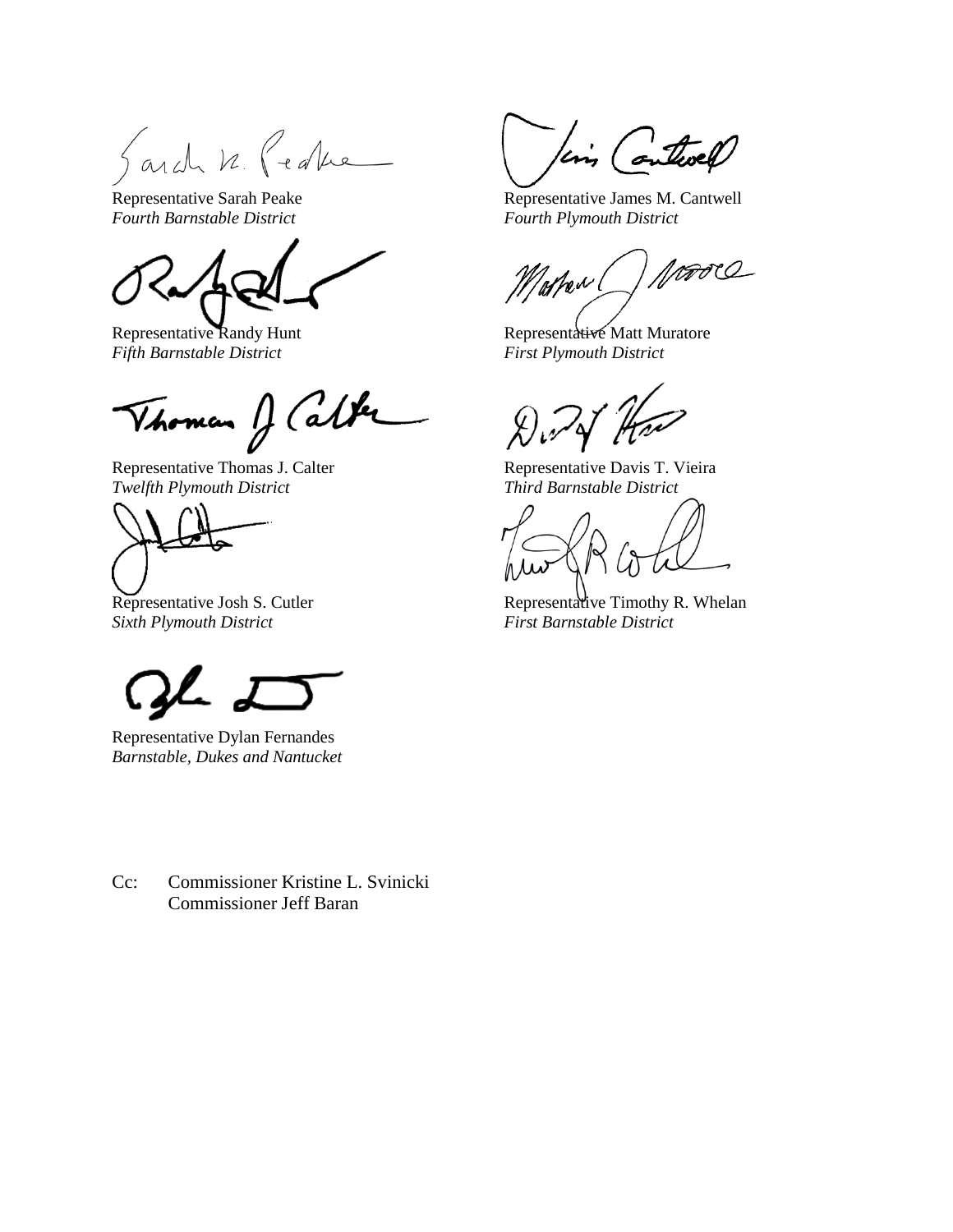Representative Sarah Peake
*Fourth Barnstable District*

Representative James M. Cantwell
*Fourth Plymouth District*

Representative Randy Hunt
*Fifth Barnstable District*

Representative Matt Muratore
*First Plymouth District*

Representative Thomas J. Calter
*Twelfth Plymouth District*

Representative Davis T. Vieira
*Third Barnstable District*

Representative Josh S. Cutler
*Sixth Plymouth District*

Representative Timothy R. Whelan
*First Barnstable District*

Representative Dylan Fernandes
*Barnstable, Dukes and Nantucket*

Cc: Commissioner Kristine L. Svinicki
Commissioner Jeff Baran